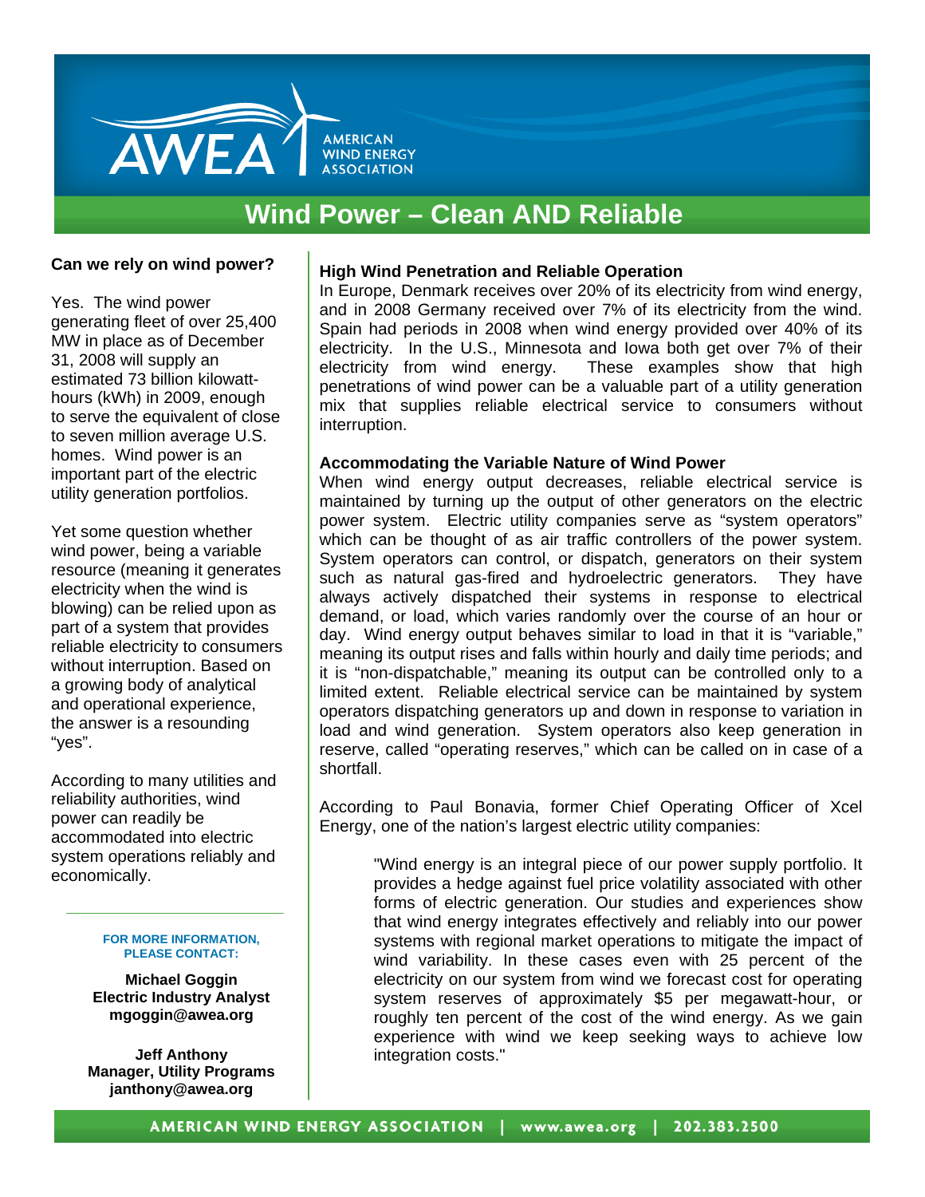# Wind Power – Clean AND Reliable

**Can we rely on wind power?**

Yes. The wind power generating fleet of over 25,400 MW in place as of December 31, 2008 will supply an estimated 73 billion kilowatt-hours (kWh) in 2009, enough to serve the equivalent of close to seven million average U.S. homes. Wind power is an important part of the electric utility generation portfolios.

Yet some question whether wind power, being a variable resource (meaning it generates electricity when the wind is blowing) can be relied upon as part of a system that provides reliable electricity to consumers without interruption. Based on a growing body of analytical and operational experience, the answer is a resounding "yes".

According to many utilities and reliability authorities, wind power can readily be accommodated into electric system operations reliably and economically.

**FOR MORE INFORMATION, PLEASE CONTACT:**

**Michael Goggin**
**Electric Industry Analyst**
**mgoggin@awea.org**

**Jeff Anthony**
**Manager, Utility Programs**
**janthony@awea.org**

### High Wind Penetration and Reliable Operation

In Europe, Denmark receives over 20% of its electricity from wind energy, and in 2008 Germany received over 7% of its electricity from the wind. Spain had periods in 2008 when wind energy provided over 40% of its electricity. In the U.S., Minnesota and Iowa both get over 7% of their electricity from wind energy. These examples show that high penetrations of wind power can be a valuable part of a utility generation mix that supplies reliable electrical service to consumers without interruption.

### Accommodating the Variable Nature of Wind Power

When wind energy output decreases, reliable electrical service is maintained by turning up the output of other generators on the electric power system. Electric utility companies serve as "system operators" which can be thought of as air traffic controllers of the power system. System operators can control, or dispatch, generators on their system such as natural gas-fired and hydroelectric generators. They have always actively dispatched their systems in response to electrical demand, or load, which varies randomly over the course of an hour or day. Wind energy output behaves similar to load in that it is "variable," meaning its output rises and falls within hourly and daily time periods; and it is "non-dispatchable," meaning its output can be controlled only to a limited extent. Reliable electrical service can be maintained by system operators dispatching generators up and down in response to variation in load and wind generation. System operators also keep generation in reserve, called "operating reserves," which can be called on in case of a shortfall.

According to Paul Bonavia, former Chief Operating Officer of Xcel Energy, one of the nation's largest electric utility companies:

> "Wind energy is an integral piece of our power supply portfolio. It provides a hedge against fuel price volatility associated with other forms of electric generation. Our studies and experiences show that wind energy integrates effectively and reliably into our power systems with regional market operations to mitigate the impact of wind variability. In these cases even with 25 percent of the electricity on our system from wind we forecast cost for operating system reserves of approximately $5 per megawatt-hour, or roughly ten percent of the cost of the wind energy. As we gain experience with wind we keep seeking ways to achieve low integration costs."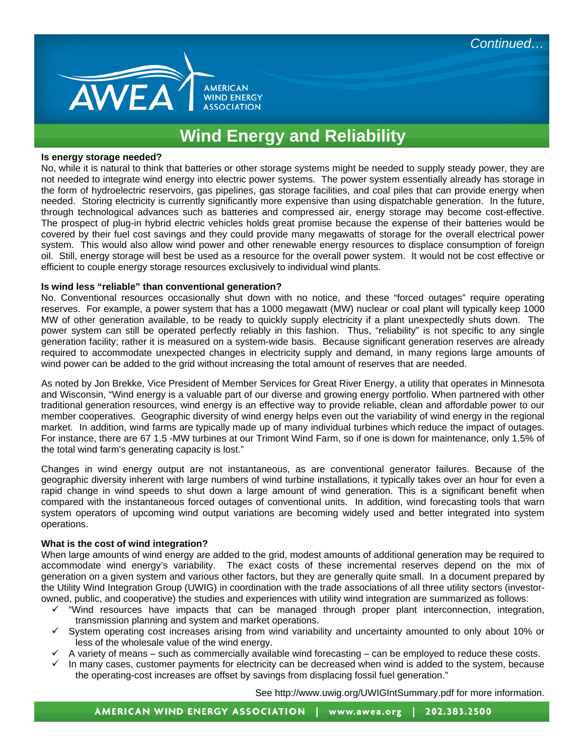*Continued…*

# Wind Energy and Reliability

**Is energy storage needed?**

No, while it is natural to think that batteries or other storage systems might be needed to supply steady power, they are not needed to integrate wind energy into electric power systems. The power system essentially already has storage in the form of hydroelectric reservoirs, gas pipelines, gas storage facilities, and coal piles that can provide energy when needed. Storing electricity is currently significantly more expensive than using dispatchable generation. In the future, through technological advances such as batteries and compressed air, energy storage may become cost-effective. The prospect of plug-in hybrid electric vehicles holds great promise because the expense of their batteries would be covered by their fuel cost savings and they could provide many megawatts of storage for the overall electrical power system. This would also allow wind power and other renewable energy resources to displace consumption of foreign oil. Still, energy storage will best be used as a resource for the overall power system. It would not be cost effective or efficient to couple energy storage resources exclusively to individual wind plants.

**Is wind less "reliable" than conventional generation?**

No. Conventional resources occasionally shut down with no notice, and these "forced outages" require operating reserves. For example, a power system that has a 1000 megawatt (MW) nuclear or coal plant will typically keep 1000 MW of other generation available, to be ready to quickly supply electricity if a plant unexpectedly shuts down. The power system can still be operated perfectly reliably in this fashion. Thus, "reliability" is not specific to any single generation facility; rather it is measured on a system-wide basis. Because significant generation reserves are already required to accommodate unexpected changes in electricity supply and demand, in many regions large amounts of wind power can be added to the grid without increasing the total amount of reserves that are needed.

As noted by Jon Brekke, Vice President of Member Services for Great River Energy, a utility that operates in Minnesota and Wisconsin, "Wind energy is a valuable part of our diverse and growing energy portfolio. When partnered with other traditional generation resources, wind energy is an effective way to provide reliable, clean and affordable power to our member cooperatives. Geographic diversity of wind energy helps even out the variability of wind energy in the regional market. In addition, wind farms are typically made up of many individual turbines which reduce the impact of outages. For instance, there are 67 1.5 -MW turbines at our Trimont Wind Farm, so if one is down for maintenance, only 1.5% of the total wind farm's generating capacity is lost."

Changes in wind energy output are not instantaneous, as are conventional generator failures. Because of the geographic diversity inherent with large numbers of wind turbine installations, it typically takes over an hour for even a rapid change in wind speeds to shut down a large amount of wind generation. This is a significant benefit when compared with the instantaneous forced outages of conventional units. In addition, wind forecasting tools that warn system operators of upcoming wind output variations are becoming widely used and better integrated into system operations.

**What is the cost of wind integration?**

When large amounts of wind energy are added to the grid, modest amounts of additional generation may be required to accommodate wind energy's variability. The exact costs of these incremental reserves depend on the mix of generation on a given system and various other factors, but they are generally quite small. In a document prepared by the Utility Wind Integration Group (UWIG) in coordination with the trade associations of all three utility sectors (investor-owned, public, and cooperative) the studies and experiences with utility wind integration are summarized as follows:

- ✓ "Wind resources have impacts that can be managed through proper plant interconnection, integration, transmission planning and system and market operations.
- ✓ System operating cost increases arising from wind variability and uncertainty amounted to only about 10% or less of the wholesale value of the wind energy.
- ✓ A variety of means – such as commercially available wind forecasting – can be employed to reduce these costs.
- ✓ In many cases, customer payments for electricity can be decreased when wind is added to the system, because the operating-cost increases are offset by savings from displacing fossil fuel generation."

See http://www.uwig.org/UWIGIntSummary.pdf for more information.

AMERICAN WIND ENERGY ASSOCIATION | www.awea.org | 202.383.2500